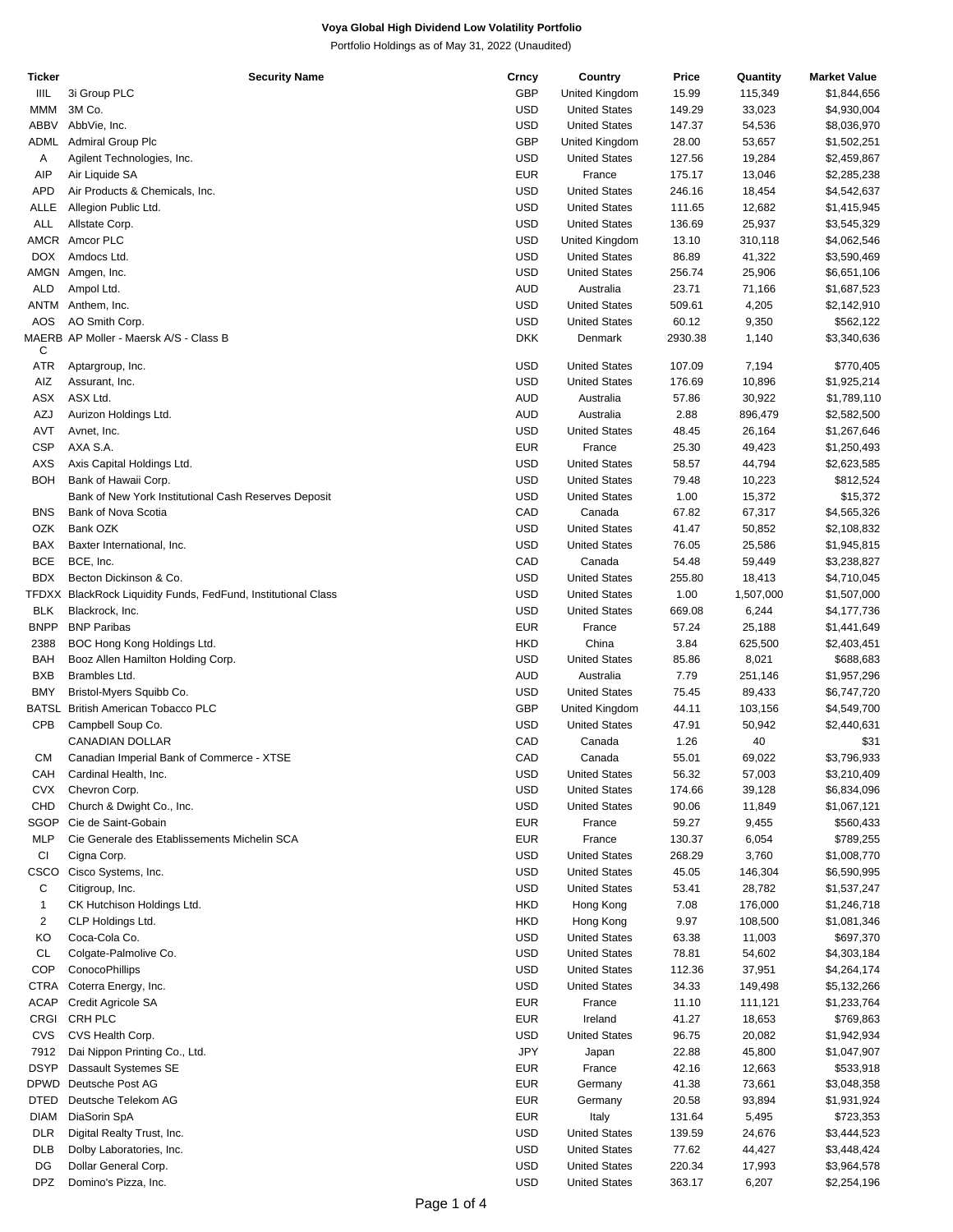# Voya Global High Dividend Low Volatility Portfolio

Portfolio Holdings as of May 31, 2022 (Unaudited)

| Ticker | Security Name | Crncy | Country | Price | Quantity | Market Value |
|---|---|---|---|---|---|---|
| IIIL | 3i Group PLC | GBP | United Kingdom | 15.99 | 115,349 | $1,844,656 |
| MMM | 3M Co. | USD | United States | 149.29 | 33,023 | $4,930,004 |
| ABBV | AbbVie, Inc. | USD | United States | 147.37 | 54,536 | $8,036,970 |
| ADML | Admiral Group Plc | GBP | United Kingdom | 28.00 | 53,657 | $1,502,251 |
| A | Agilent Technologies, Inc. | USD | United States | 127.56 | 19,284 | $2,459,867 |
| AIP | Air Liquide SA | EUR | France | 175.17 | 13,046 | $2,285,238 |
| APD | Air Products & Chemicals, Inc. | USD | United States | 246.16 | 18,454 | $4,542,637 |
| ALLE | Allegion Public Ltd. | USD | United States | 111.65 | 12,682 | $1,415,945 |
| ALL | Allstate Corp. | USD | United States | 136.69 | 25,937 | $3,545,329 |
| AMCR | Amcor PLC | USD | United Kingdom | 13.10 | 310,118 | $4,062,546 |
| DOX | Amdocs Ltd. | USD | United States | 86.89 | 41,322 | $3,590,469 |
| AMGN | Amgen, Inc. | USD | United States | 256.74 | 25,906 | $6,651,106 |
| ALD | Ampol Ltd. | AUD | Australia | 23.71 | 71,166 | $1,687,523 |
| ANTM | Anthem, Inc. | USD | United States | 509.61 | 4,205 | $2,142,910 |
| AOS | AO Smith Corp. | USD | United States | 60.12 | 9,350 | $562,122 |
| MAERBC | AP Moller - Maersk A/S - Class B | DKK | Denmark | 2930.38 | 1,140 | $3,340,636 |
| ATR | Aptargroup, Inc. | USD | United States | 107.09 | 7,194 | $770,405 |
| AIZ | Assurant, Inc. | USD | United States | 176.69 | 10,896 | $1,925,214 |
| ASX | ASX Ltd. | AUD | Australia | 57.86 | 30,922 | $1,789,110 |
| AZJ | Aurizon Holdings Ltd. | AUD | Australia | 2.88 | 896,479 | $2,582,500 |
| AVT | Avnet, Inc. | USD | United States | 48.45 | 26,164 | $1,267,646 |
| CSP | AXA S.A. | EUR | France | 25.30 | 49,423 | $1,250,493 |
| AXS | Axis Capital Holdings Ltd. | USD | United States | 58.57 | 44,794 | $2,623,585 |
| BOH | Bank of Hawaii Corp. | USD | United States | 79.48 | 10,223 | $812,524 |
| | Bank of New York Institutional Cash Reserves Deposit | USD | United States | 1.00 | 15,372 | $15,372 |
| BNS | Bank of Nova Scotia | CAD | Canada | 67.82 | 67,317 | $4,565,326 |
| OZK | Bank OZK | USD | United States | 41.47 | 50,852 | $2,108,832 |
| BAX | Baxter International, Inc. | USD | United States | 76.05 | 25,586 | $1,945,815 |
| BCE | BCE, Inc. | CAD | Canada | 54.48 | 59,449 | $3,238,827 |
| BDX | Becton Dickinson & Co. | USD | United States | 255.80 | 18,413 | $4,710,045 |
| TFDXX | BlackRock Liquidity Funds, FedFund, Institutional Class | USD | United States | 1.00 | 1,507,000 | $1,507,000 |
| BLK | Blackrock, Inc. | USD | United States | 669.08 | 6,244 | $4,177,736 |
| BNPP | BNP Paribas | EUR | France | 57.24 | 25,188 | $1,441,649 |
| 2388 | BOC Hong Kong Holdings Ltd. | HKD | China | 3.84 | 625,500 | $2,403,451 |
| BAH | Booz Allen Hamilton Holding Corp. | USD | United States | 85.86 | 8,021 | $688,683 |
| BXB | Brambles Ltd. | AUD | Australia | 7.79 | 251,146 | $1,957,296 |
| BMY | Bristol-Myers Squibb Co. | USD | United States | 75.45 | 89,433 | $6,747,720 |
| BATSL | British American Tobacco PLC | GBP | United Kingdom | 44.11 | 103,156 | $4,549,700 |
| CPB | Campbell Soup Co. | USD | United States | 47.91 | 50,942 | $2,440,631 |
| | CANADIAN DOLLAR | CAD | Canada | 1.26 | 40 | $31 |
| CM | Canadian Imperial Bank of Commerce - XTSE | CAD | Canada | 55.01 | 69,022 | $3,796,933 |
| CAH | Cardinal Health, Inc. | USD | United States | 56.32 | 57,003 | $3,210,409 |
| CVX | Chevron Corp. | USD | United States | 174.66 | 39,128 | $6,834,096 |
| CHD | Church & Dwight Co., Inc. | USD | United States | 90.06 | 11,849 | $1,067,121 |
| SGOP | Cie de Saint-Gobain | EUR | France | 59.27 | 9,455 | $560,433 |
| MLP | Cie Generale des Etablissements Michelin SCA | EUR | France | 130.37 | 6,054 | $789,255 |
| CI | Cigna Corp. | USD | United States | 268.29 | 3,760 | $1,008,770 |
| CSCO | Cisco Systems, Inc. | USD | United States | 45.05 | 146,304 | $6,590,995 |
| C | Citigroup, Inc. | USD | United States | 53.41 | 28,782 | $1,537,247 |
| 1 | CK Hutchison Holdings Ltd. | HKD | Hong Kong | 7.08 | 176,000 | $1,246,718 |
| 2 | CLP Holdings Ltd. | HKD | Hong Kong | 9.97 | 108,500 | $1,081,346 |
| KO | Coca-Cola Co. | USD | United States | 63.38 | 11,003 | $697,370 |
| CL | Colgate-Palmolive Co. | USD | United States | 78.81 | 54,602 | $4,303,184 |
| COP | ConocoPhillips | USD | United States | 112.36 | 37,951 | $4,264,174 |
| CTRA | Coterra Energy, Inc. | USD | United States | 34.33 | 149,498 | $5,132,266 |
| ACAP | Credit Agricole SA | EUR | France | 11.10 | 111,121 | $1,233,764 |
| CRGI | CRH PLC | EUR | Ireland | 41.27 | 18,653 | $769,863 |
| CVS | CVS Health Corp. | USD | United States | 96.75 | 20,082 | $1,942,934 |
| 7912 | Dai Nippon Printing Co., Ltd. | JPY | Japan | 22.88 | 45,800 | $1,047,907 |
| DSYP | Dassault Systemes SE | EUR | France | 42.16 | 12,663 | $533,918 |
| DPWD | Deutsche Post AG | EUR | Germany | 41.38 | 73,661 | $3,048,358 |
| DTED | Deutsche Telekom AG | EUR | Germany | 20.58 | 93,894 | $1,931,924 |
| DIAM | DiaSorin SpA | EUR | Italy | 131.64 | 5,495 | $723,353 |
| DLR | Digital Realty Trust, Inc. | USD | United States | 139.59 | 24,676 | $3,444,523 |
| DLB | Dolby Laboratories, Inc. | USD | United States | 77.62 | 44,427 | $3,448,424 |
| DG | Dollar General Corp. | USD | United States | 220.34 | 17,993 | $3,964,578 |
| DPZ | Domino's Pizza, Inc. | USD | United States | 363.17 | 6,207 | $2,254,196 |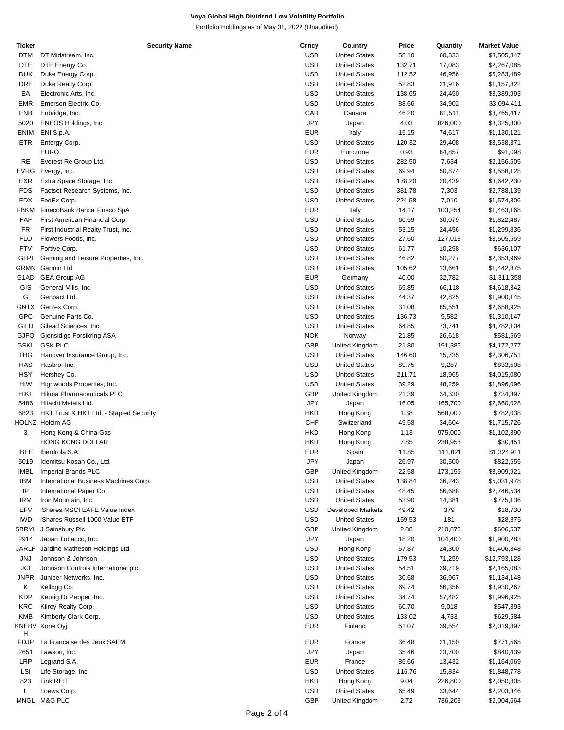**Voya Global High Dividend Low Volatility Portfolio**

Portfolio Holdings as of May 31, 2022 (Unaudited)

| Ticker | Security Name | Crncy | Country | Price | Quantity | Market Value |
|---|---|---|---|---|---|---|
| DTM | DT Midstream, Inc. | USD | United States | 58.10 | 60,333 | $3,505,347 |
| DTE | DTE Energy Co. | USD | United States | 132.71 | 17,083 | $2,267,085 |
| DUK | Duke Energy Corp. | USD | United States | 112.52 | 46,956 | $5,283,489 |
| DRE | Duke Realty Corp. | USD | United States | 52.83 | 21,916 | $1,157,822 |
| EA | Electronic Arts, Inc. | USD | United States | 138.65 | 24,450 | $3,389,993 |
| EMR | Emerson Electric Co. | USD | United States | 88.66 | 34,902 | $3,094,411 |
| ENB | Enbridge, Inc. | CAD | Canada | 46.20 | 81,511 | $3,765,417 |
| 5020 | ENEOS Holdings, Inc. | JPY | Japan | 4.03 | 826,000 | $3,325,300 |
| ENIM | ENI S.p.A. | EUR | Italy | 15.15 | 74,617 | $1,130,121 |
| ETR | Entergy Corp. | USD | United States | 120.32 | 29,408 | $3,538,371 |
| | EURO | EUR | Eurozone | 0.93 | 84,857 | $91,098 |
| RE | Everest Re Group Ltd. | USD | United States | 282.50 | 7,634 | $2,156,605 |
| EVRG | Evergy, Inc. | USD | United States | 69.94 | 50,874 | $3,558,128 |
| EXR | Extra Space Storage, Inc. | USD | United States | 178.20 | 20,439 | $3,642,230 |
| FDS | Factset Research Systems, Inc. | USD | United States | 381.78 | 7,303 | $2,788,139 |
| FDX | FedEx Corp. | USD | United States | 224.58 | 7,010 | $1,574,306 |
| FBKM | FinecoBank Banca Fineco SpA | EUR | Italy | 14.17 | 103,254 | $1,463,168 |
| FAF | First American Financial Corp. | USD | United States | 60.59 | 30,079 | $1,822,487 |
| FR | First Industrial Realty Trust, Inc. | USD | United States | 53.15 | 24,456 | $1,299,836 |
| FLO | Flowers Foods, Inc. | USD | United States | 27.60 | 127,013 | $3,505,559 |
| FTV | Fortive Corp. | USD | United States | 61.77 | 10,298 | $636,107 |
| GLPI | Gaming and Leisure Properties, Inc. | USD | United States | 46.82 | 50,277 | $2,353,969 |
| GRMN | Garmin Ltd. | USD | United States | 105.62 | 13,661 | $1,442,875 |
| G1AD | GEA Group AG | EUR | Germany | 40.00 | 32,782 | $1,311,358 |
| GIS | General Mills, Inc. | USD | United States | 69.85 | 66,118 | $4,618,342 |
| G | Genpact Ltd. | USD | United States | 44.37 | 42,825 | $1,900,145 |
| GNTX | Gentex Corp. | USD | United States | 31.08 | 85,551 | $2,658,925 |
| GPC | Genuine Parts Co. | USD | United States | 136.73 | 9,582 | $1,310,147 |
| GILD | Gilead Sciences, Inc. | USD | United States | 64.85 | 73,741 | $4,782,104 |
| GJFO | Gjensidige Forsikring ASA | NOK | Norway | 21.85 | 26,618 | $581,569 |
| GSKL | GSK PLC | GBP | United Kingdom | 21.80 | 191,386 | $4,172,277 |
| THG | Hanover Insurance Group, Inc. | USD | United States | 146.60 | 15,735 | $2,306,751 |
| HAS | Hasbro, Inc. | USD | United States | 89.75 | 9,287 | $833,508 |
| HSY | Hershey Co. | USD | United States | 211.71 | 18,965 | $4,015,080 |
| HIW | Highwoods Properties, Inc. | USD | United States | 39.29 | 48,259 | $1,896,096 |
| HIKL | Hikma Pharmaceuticals PLC | GBP | United Kingdom | 21.39 | 34,330 | $734,397 |
| 5486 | Hitachi Metals Ltd. | JPY | Japan | 16.05 | 165,700 | $2,660,028 |
| 6823 | HKT Trust & HKT Ltd. - Stapled Security | HKD | Hong Kong | 1.38 | 568,000 | $782,038 |
| HOLNZ | Holcim AG | CHF | Switzerland | 49.58 | 34,604 | $1,715,726 |
| 3 | Hong Kong & China Gas | HKD | Hong Kong | 1.13 | 975,000 | $1,102,390 |
| | HONG KONG DOLLAR | HKD | Hong Kong | 7.85 | 238,958 | $30,451 |
| IBEE | Iberdrola S.A. | EUR | Spain | 11.85 | 111,821 | $1,324,911 |
| 5019 | Idemitsu Kosan Co., Ltd. | JPY | Japan | 26.97 | 30,500 | $822,655 |
| IMBL | Imperial Brands PLC | GBP | United Kingdom | 22.58 | 173,159 | $3,909,921 |
| IBM | International Business Machines Corp. | USD | United States | 138.84 | 36,243 | $5,031,978 |
| IP | International Paper Co. | USD | United States | 48.45 | 56,688 | $2,746,534 |
| IRM | Iron Mountain, Inc. | USD | United States | 53.90 | 14,381 | $775,136 |
| EFV | iShares MSCI EAFE Value Index | USD | Developed Markets | 49.42 | 379 | $18,730 |
| IWD | iShares Russell 1000 Value ETF | USD | United States | 159.53 | 181 | $28,875 |
| SBRYL | J Sainsbury Plc | GBP | United Kingdom | 2.88 | 210,876 | $606,537 |
| 2914 | Japan Tobacco, Inc. | JPY | Japan | 18.20 | 104,400 | $1,900,283 |
| JARLF | Jardine Matheson Holdings Ltd. | USD | Hong Kong | 57.87 | 24,300 | $1,406,348 |
| JNJ | Johnson & Johnson | USD | United States | 179.53 | 71,259 | $12,793,128 |
| JCI | Johnson Controls International plc | USD | United States | 54.51 | 39,719 | $2,165,083 |
| JNPR | Juniper Networks, Inc. | USD | United States | 30.68 | 36,967 | $1,134,148 |
| K | Kellogg Co. | USD | United States | 69.74 | 56,356 | $3,930,267 |
| KDP | Keurig Dr Pepper, Inc. | USD | United States | 34.74 | 57,482 | $1,996,925 |
| KRC | Kilroy Realty Corp. | USD | United States | 60.70 | 9,018 | $547,393 |
| KMB | Kimberly-Clark Corp. | USD | United States | 133.02 | 4,733 | $629,584 |
| KNEBVH | Kone Oyj | EUR | Finland | 51.07 | 39,554 | $2,019,897 |
| FDJP | La Francaise des Jeux SAEM | EUR | France | 36.48 | 21,150 | $771,565 |
| 2651 | Lawson, Inc. | JPY | Japan | 35.46 | 23,700 | $840,439 |
| LRP | Legrand S.A. | EUR | France | 86.66 | 13,432 | $1,164,069 |
| LSI | Life Storage, Inc. | USD | United States | 116.76 | 15,834 | $1,848,778 |
| 823 | Link REIT | HKD | Hong Kong | 9.04 | 226,800 | $2,050,805 |
| L | Loews Corp. | USD | United States | 65.49 | 33,644 | $2,203,346 |
| MNGL | M&G PLC | GBP | United Kingdom | 2.72 | 736,203 | $2,004,664 |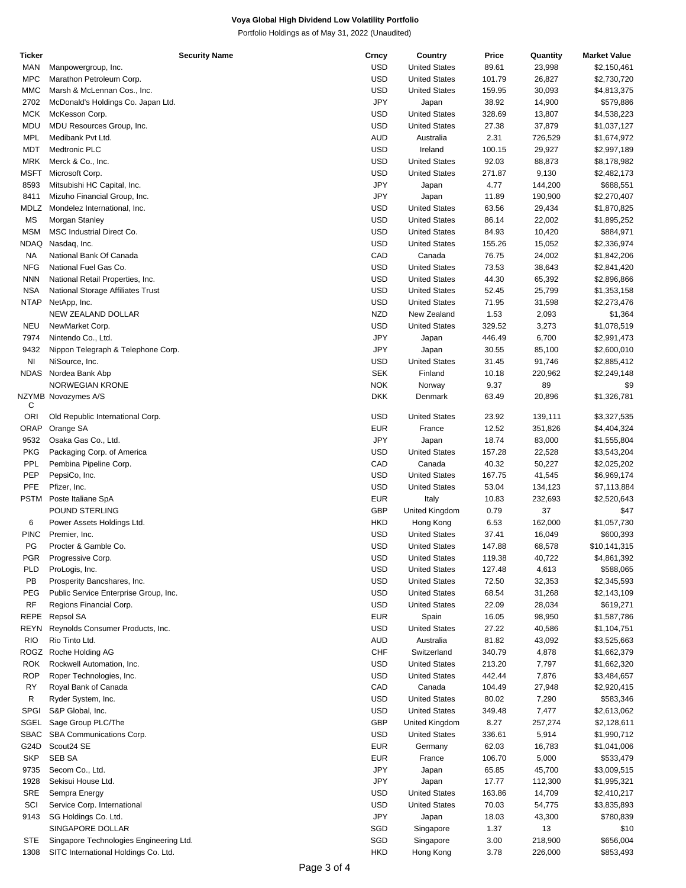**Voya Global High Dividend Low Volatility Portfolio**

Portfolio Holdings as of May 31, 2022 (Unaudited)

| Ticker | Security Name | Crncy | Country | Price | Quantity | Market Value |
|---|---|---|---|---|---|---|
| MAN | Manpowergroup, Inc. | USD | United States | 89.61 | 23,998 | $2,150,461 |
| MPC | Marathon Petroleum Corp. | USD | United States | 101.79 | 26,827 | $2,730,720 |
| MMC | Marsh & McLennan Cos., Inc. | USD | United States | 159.95 | 30,093 | $4,813,375 |
| 2702 | McDonald's Holdings Co. Japan Ltd. | JPY | Japan | 38.92 | 14,900 | $579,886 |
| MCK | McKesson Corp. | USD | United States | 328.69 | 13,807 | $4,538,223 |
| MDU | MDU Resources Group, Inc. | USD | United States | 27.38 | 37,879 | $1,037,127 |
| MPL | Medibank Pvt Ltd. | AUD | Australia | 2.31 | 726,529 | $1,674,972 |
| MDT | Medtronic PLC | USD | Ireland | 100.15 | 29,927 | $2,997,189 |
| MRK | Merck & Co., Inc. | USD | United States | 92.03 | 88,873 | $8,178,982 |
| MSFT | Microsoft Corp. | USD | United States | 271.87 | 9,130 | $2,482,173 |
| 8593 | Mitsubishi HC Capital, Inc. | JPY | Japan | 4.77 | 144,200 | $688,551 |
| 8411 | Mizuho Financial Group, Inc. | JPY | Japan | 11.89 | 190,900 | $2,270,407 |
| MDLZ | Mondelez International, Inc. | USD | United States | 63.56 | 29,434 | $1,870,825 |
| MS | Morgan Stanley | USD | United States | 86.14 | 22,002 | $1,895,252 |
| MSM | MSC Industrial Direct Co. | USD | United States | 84.93 | 10,420 | $884,971 |
| NDAQ | Nasdaq, Inc. | USD | United States | 155.26 | 15,052 | $2,336,974 |
| NA | National Bank Of Canada | CAD | Canada | 76.75 | 24,002 | $1,842,206 |
| NFG | National Fuel Gas Co. | USD | United States | 73.53 | 38,643 | $2,841,420 |
| NNN | National Retail Properties, Inc. | USD | United States | 44.30 | 65,392 | $2,896,866 |
| NSA | National Storage Affiliates Trust | USD | United States | 52.45 | 25,799 | $1,353,158 |
| NTAP | NetApp, Inc. | USD | United States | 71.95 | 31,598 | $2,273,476 |
| | NEW ZEALAND DOLLAR | NZD | New Zealand | 1.53 | 2,093 | $1,364 |
| NEU | NewMarket Corp. | USD | United States | 329.52 | 3,273 | $1,078,519 |
| 7974 | Nintendo Co., Ltd. | JPY | Japan | 446.49 | 6,700 | $2,991,473 |
| 9432 | Nippon Telegraph & Telephone Corp. | JPY | Japan | 30.55 | 85,100 | $2,600,010 |
| NI | NiSource, Inc. | USD | United States | 31.45 | 91,746 | $2,885,412 |
| NDAS | Nordea Bank Abp | SEK | Finland | 10.18 | 220,962 | $2,249,148 |
| | NORWEGIAN KRONE | NOK | Norway | 9.37 | 89 | $9 |
| NZYMBC | Novozymes A/S | DKK | Denmark | 63.49 | 20,896 | $1,326,781 |
| ORI | Old Republic International Corp. | USD | United States | 23.92 | 139,111 | $3,327,535 |
| ORAP | Orange SA | EUR | France | 12.52 | 351,826 | $4,404,324 |
| 9532 | Osaka Gas Co., Ltd. | JPY | Japan | 18.74 | 83,000 | $1,555,804 |
| PKG | Packaging Corp. of America | USD | United States | 157.28 | 22,528 | $3,543,204 |
| PPL | Pembina Pipeline Corp. | CAD | Canada | 40.32 | 50,227 | $2,025,202 |
| PEP | PepsiCo, Inc. | USD | United States | 167.75 | 41,545 | $6,969,174 |
| PFE | Pfizer, Inc. | USD | United States | 53.04 | 134,123 | $7,113,884 |
| PSTM | Poste Italiane SpA | EUR | Italy | 10.83 | 232,693 | $2,520,643 |
| | POUND STERLING | GBP | United Kingdom | 0.79 | 37 | $47 |
| 6 | Power Assets Holdings Ltd. | HKD | Hong Kong | 6.53 | 162,000 | $1,057,730 |
| PINC | Premier, Inc. | USD | United States | 37.41 | 16,049 | $600,393 |
| PG | Procter & Gamble Co. | USD | United States | 147.88 | 68,578 | $10,141,315 |
| PGR | Progressive Corp. | USD | United States | 119.38 | 40,722 | $4,861,392 |
| PLD | ProLogis, Inc. | USD | United States | 127.48 | 4,613 | $588,065 |
| PB | Prosperity Bancshares, Inc. | USD | United States | 72.50 | 32,353 | $2,345,593 |
| PEG | Public Service Enterprise Group, Inc. | USD | United States | 68.54 | 31,268 | $2,143,109 |
| RF | Regions Financial Corp. | USD | United States | 22.09 | 28,034 | $619,271 |
| REPE | Repsol SA | EUR | Spain | 16.05 | 98,950 | $1,587,786 |
| REYN | Reynolds Consumer Products, Inc. | USD | United States | 27.22 | 40,586 | $1,104,751 |
| RIO | Rio Tinto Ltd. | AUD | Australia | 81.82 | 43,092 | $3,525,663 |
| ROGZ | Roche Holding AG | CHF | Switzerland | 340.79 | 4,878 | $1,662,379 |
| ROK | Rockwell Automation, Inc. | USD | United States | 213.20 | 7,797 | $1,662,320 |
| ROP | Roper Technologies, Inc. | USD | United States | 442.44 | 7,876 | $3,484,657 |
| RY | Royal Bank of Canada | CAD | Canada | 104.49 | 27,948 | $2,920,415 |
| R | Ryder System, Inc. | USD | United States | 80.02 | 7,290 | $583,346 |
| SPGI | S&P Global, Inc. | USD | United States | 349.48 | 7,477 | $2,613,062 |
| SGEL | Sage Group PLC/The | GBP | United Kingdom | 8.27 | 257,274 | $2,128,611 |
| SBAC | SBA Communications Corp. | USD | United States | 336.61 | 5,914 | $1,990,712 |
| G24D | Scout24 SE | EUR | Germany | 62.03 | 16,783 | $1,041,006 |
| SKP | SEB SA | EUR | France | 106.70 | 5,000 | $533,479 |
| 9735 | Secom Co., Ltd. | JPY | Japan | 65.85 | 45,700 | $3,009,515 |
| 1928 | Sekisui House Ltd. | JPY | Japan | 17.77 | 112,300 | $1,995,321 |
| SRE | Sempra Energy | USD | United States | 163.86 | 14,709 | $2,410,217 |
| SCI | Service Corp. International | USD | United States | 70.03 | 54,775 | $3,835,893 |
| 9143 | SG Holdings Co. Ltd. | JPY | Japan | 18.03 | 43,300 | $780,839 |
| | SINGAPORE DOLLAR | SGD | Singapore | 1.37 | 13 | $10 |
| STE | Singapore Technologies Engineering Ltd. | SGD | Singapore | 3.00 | 218,900 | $656,004 |
| 1308 | SITC International Holdings Co. Ltd. | HKD | Hong Kong | 3.78 | 226,000 | $853,493 |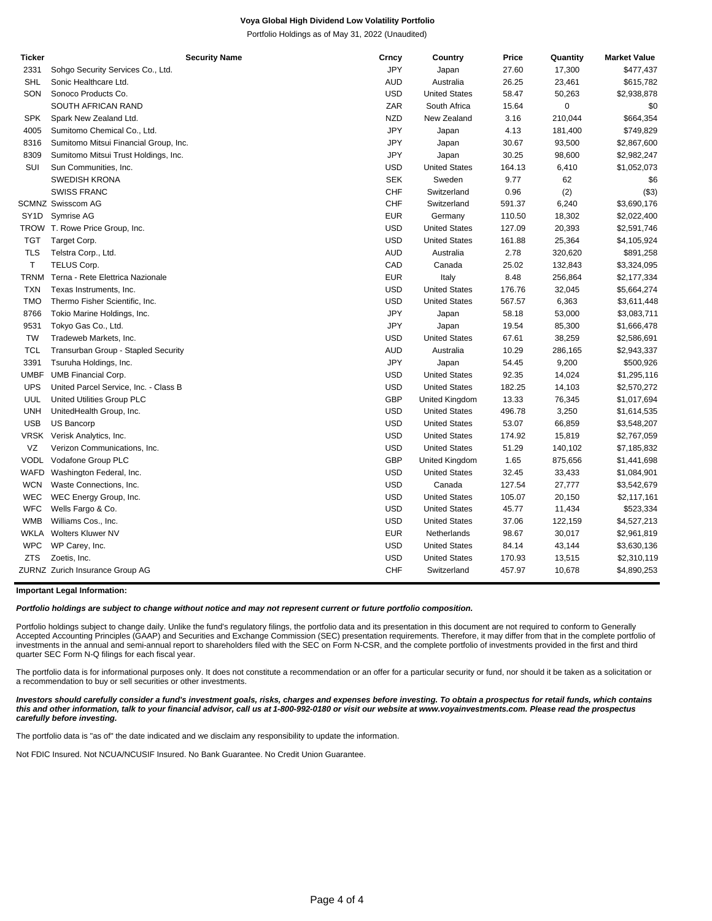# Voya Global High Dividend Low Volatility Portfolio

Portfolio Holdings as of May 31, 2022 (Unaudited)

| Ticker | Security Name | Crncy | Country | Price | Quantity | Market Value |
|---|---|---|---|---|---|---|
| 2331 | Sohgo Security Services Co., Ltd. | JPY | Japan | 27.60 | 17,300 | $477,437 |
| SHL | Sonic Healthcare Ltd. | AUD | Australia | 26.25 | 23,461 | $615,782 |
| SON | Sonoco Products Co. | USD | United States | 58.47 | 50,263 | $2,938,878 |
| | SOUTH AFRICAN RAND | ZAR | South Africa | 15.64 | 0 | $0 |
| SPK | Spark New Zealand Ltd. | NZD | New Zealand | 3.16 | 210,044 | $664,354 |
| 4005 | Sumitomo Chemical Co., Ltd. | JPY | Japan | 4.13 | 181,400 | $749,829 |
| 8316 | Sumitomo Mitsui Financial Group, Inc. | JPY | Japan | 30.67 | 93,500 | $2,867,600 |
| 8309 | Sumitomo Mitsui Trust Holdings, Inc. | JPY | Japan | 30.25 | 98,600 | $2,982,247 |
| SUI | Sun Communities, Inc. | USD | United States | 164.13 | 6,410 | $1,052,073 |
| | SWEDISH KRONA | SEK | Sweden | 9.77 | 62 | $6 |
| | SWISS FRANC | CHF | Switzerland | 0.96 | (2) | ($3) |
| SCMNZ | Swisscom AG | CHF | Switzerland | 591.37 | 6,240 | $3,690,176 |
| SY1D | Symrise AG | EUR | Germany | 110.50 | 18,302 | $2,022,400 |
| TROW | T. Rowe Price Group, Inc. | USD | United States | 127.09 | 20,393 | $2,591,746 |
| TGT | Target Corp. | USD | United States | 161.88 | 25,364 | $4,105,924 |
| TLS | Telstra Corp., Ltd. | AUD | Australia | 2.78 | 320,620 | $891,258 |
| T | TELUS Corp. | CAD | Canada | 25.02 | 132,843 | $3,324,095 |
| TRNM | Terna - Rete Elettrica Nazionale | EUR | Italy | 8.48 | 256,864 | $2,177,334 |
| TXN | Texas Instruments, Inc. | USD | United States | 176.76 | 32,045 | $5,664,274 |
| TMO | Thermo Fisher Scientific, Inc. | USD | United States | 567.57 | 6,363 | $3,611,448 |
| 8766 | Tokio Marine Holdings, Inc. | JPY | Japan | 58.18 | 53,000 | $3,083,711 |
| 9531 | Tokyo Gas Co., Ltd. | JPY | Japan | 19.54 | 85,300 | $1,666,478 |
| TW | Tradeweb Markets, Inc. | USD | United States | 67.61 | 38,259 | $2,586,691 |
| TCL | Transurban Group - Stapled Security | AUD | Australia | 10.29 | 286,165 | $2,943,337 |
| 3391 | Tsuruha Holdings, Inc. | JPY | Japan | 54.45 | 9,200 | $500,926 |
| UMBF | UMB Financial Corp. | USD | United States | 92.35 | 14,024 | $1,295,116 |
| UPS | United Parcel Service, Inc. - Class B | USD | United States | 182.25 | 14,103 | $2,570,272 |
| UUL | United Utilities Group PLC | GBP | United Kingdom | 13.33 | 76,345 | $1,017,694 |
| UNH | UnitedHealth Group, Inc. | USD | United States | 496.78 | 3,250 | $1,614,535 |
| USB | US Bancorp | USD | United States | 53.07 | 66,859 | $3,548,207 |
| VRSK | Verisk Analytics, Inc. | USD | United States | 174.92 | 15,819 | $2,767,059 |
| VZ | Verizon Communications, Inc. | USD | United States | 51.29 | 140,102 | $7,185,832 |
| VODL | Vodafone Group PLC | GBP | United Kingdom | 1.65 | 875,656 | $1,441,698 |
| WAFD | Washington Federal, Inc. | USD | United States | 32.45 | 33,433 | $1,084,901 |
| WCN | Waste Connections, Inc. | USD | Canada | 127.54 | 27,777 | $3,542,679 |
| WEC | WEC Energy Group, Inc. | USD | United States | 105.07 | 20,150 | $2,117,161 |
| WFC | Wells Fargo & Co. | USD | United States | 45.77 | 11,434 | $523,334 |
| WMB | Williams Cos., Inc. | USD | United States | 37.06 | 122,159 | $4,527,213 |
| WKLA | Wolters Kluwer NV | EUR | Netherlands | 98.67 | 30,017 | $2,961,819 |
| WPC | WP Carey, Inc. | USD | United States | 84.14 | 43,144 | $3,630,136 |
| ZTS | Zoetis, Inc. | USD | United States | 170.93 | 13,515 | $2,310,119 |
| ZURNZ | Zurich Insurance Group AG | CHF | Switzerland | 457.97 | 10,678 | $4,890,253 |

**Important Legal Information:**

***Portfolio holdings are subject to change without notice and may not represent current or future portfolio composition.***

Portfolio holdings subject to change daily. Unlike the fund's regulatory filings, the portfolio data and its presentation in this document are not required to conform to Generally Accepted Accounting Principles (GAAP) and Securities and Exchange Commission (SEC) presentation requirements. Therefore, it may differ from that in the complete portfolio of investments in the annual and semi-annual report to shareholders filed with the SEC on Form N-CSR, and the complete portfolio of investments provided in the first and third quarter SEC Form N-Q filings for each fiscal year.

The portfolio data is for informational purposes only. It does not constitute a recommendation or an offer for a particular security or fund, nor should it be taken as a solicitation or a recommendation to buy or sell securities or other investments.

***Investors should carefully consider a fund's investment goals, risks, charges and expenses before investing. To obtain a prospectus for retail funds, which contains this and other information, talk to your financial advisor, call us at 1-800-992-0180 or visit our website at www.voyainvestments.com. Please read the prospectus carefully before investing.***

The portfolio data is "as of" the date indicated and we disclaim any responsibility to update the information.

Not FDIC Insured. Not NCUA/NCUSIF Insured. No Bank Guarantee. No Credit Union Guarantee.